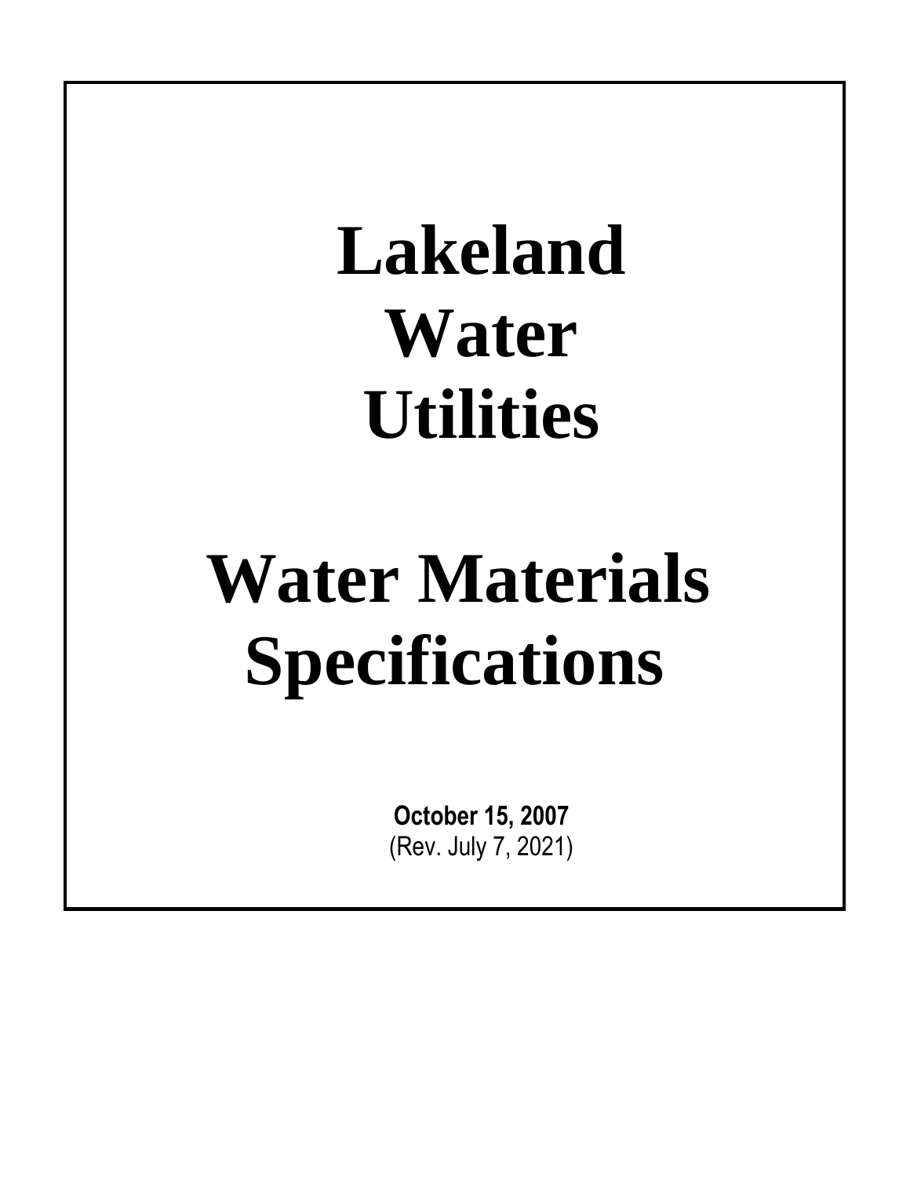# Lakeland Water Utilities

# Water Materials Specifications

**October 15, 2007**
(Rev. July 7, 2021)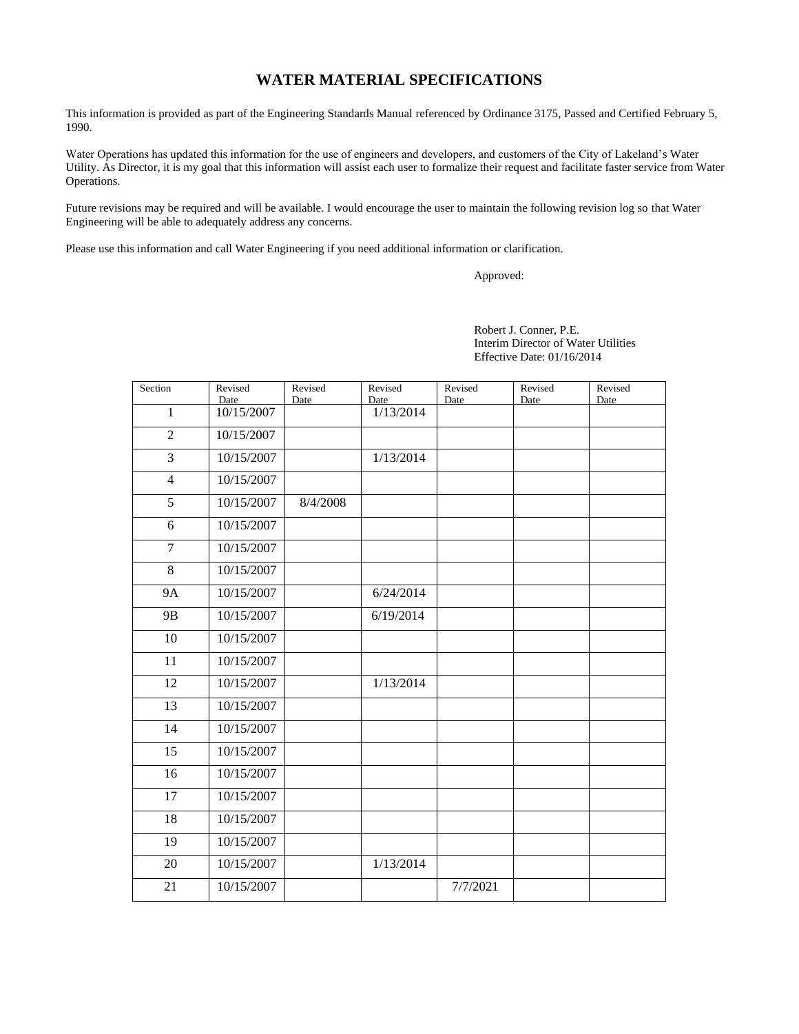# WATER MATERIAL SPECIFICATIONS

This information is provided as part of the Engineering Standards Manual referenced by Ordinance 3175, Passed and Certified February 5, 1990.

Water Operations has updated this information for the use of engineers and developers, and customers of the City of Lakeland's Water Utility. As Director, it is my goal that this information will assist each user to formalize their request and facilitate faster service from Water Operations.

Future revisions may be required and will be available. I would encourage the user to maintain the following revision log so that Water Engineering will be able to adequately address any concerns.

Please use this information and call Water Engineering if you need additional information or clarification.

Approved:

Robert J. Conner, P.E.
Interim Director of Water Utilities
Effective Date: 01/16/2014

| Section | Revised Date | Revised Date | Revised Date | Revised Date | Revised Date | Revised Date |
|---|---|---|---|---|---|---|
| 1 | 10/15/2007 | | 1/13/2014 | | | |
| 2 | 10/15/2007 | | | | | |
| 3 | 10/15/2007 | | 1/13/2014 | | | |
| 4 | 10/15/2007 | | | | | |
| 5 | 10/15/2007 | 8/4/2008 | | | | |
| 6 | 10/15/2007 | | | | | |
| 7 | 10/15/2007 | | | | | |
| 8 | 10/15/2007 | | | | | |
| 9A | 10/15/2007 | | 6/24/2014 | | | |
| 9B | 10/15/2007 | | 6/19/2014 | | | |
| 10 | 10/15/2007 | | | | | |
| 11 | 10/15/2007 | | | | | |
| 12 | 10/15/2007 | | 1/13/2014 | | | |
| 13 | 10/15/2007 | | | | | |
| 14 | 10/15/2007 | | | | | |
| 15 | 10/15/2007 | | | | | |
| 16 | 10/15/2007 | | | | | |
| 17 | 10/15/2007 | | | | | |
| 18 | 10/15/2007 | | | | | |
| 19 | 10/15/2007 | | | | | |
| 20 | 10/15/2007 | | 1/13/2014 | | | |
| 21 | 10/15/2007 | | | 7/7/2021 | | |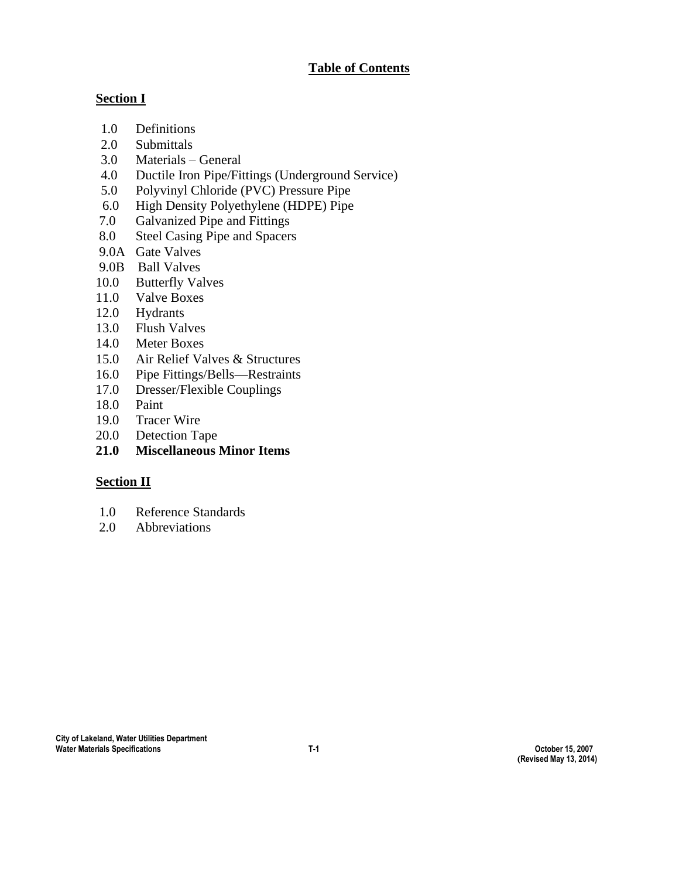# Table of Contents

## Section I

1.0 Definitions
2.0 Submittals
3.0 Materials – General
4.0 Ductile Iron Pipe/Fittings (Underground Service)
5.0 Polyvinyl Chloride (PVC) Pressure Pipe
6.0 High Density Polyethylene (HDPE) Pipe
7.0 Galvanized Pipe and Fittings
8.0 Steel Casing Pipe and Spacers
9.0A Gate Valves
9.0B Ball Valves
10.0 Butterfly Valves
11.0 Valve Boxes
12.0 Hydrants
13.0 Flush Valves
14.0 Meter Boxes
15.0 Air Relief Valves & Structures
16.0 Pipe Fittings/Bells—Restraints
17.0 Dresser/Flexible Couplings
18.0 Paint
19.0 Tracer Wire
20.0 Detection Tape
**21.0 Miscellaneous Minor Items**

## Section II

1.0 Reference Standards
2.0 Abbreviations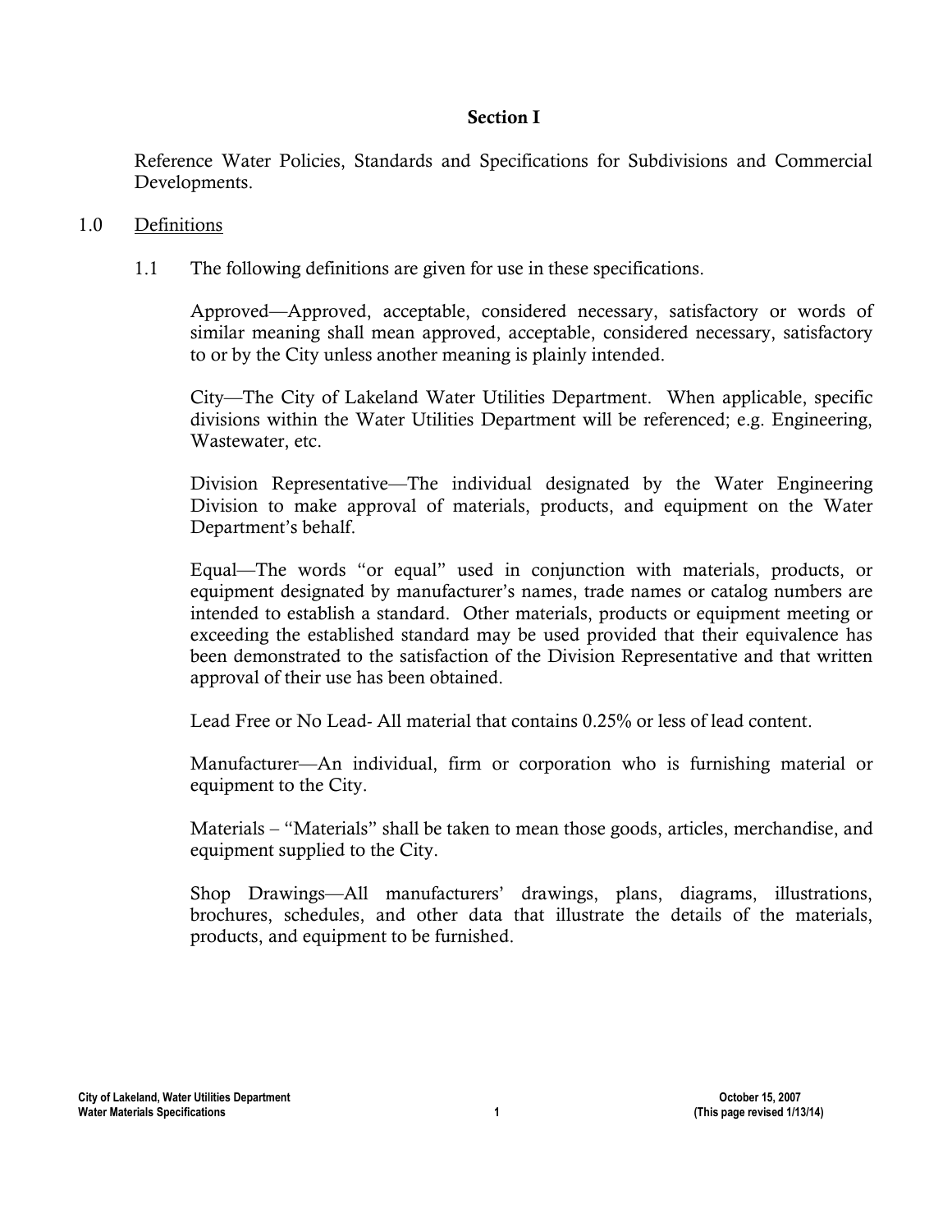# Section I

Reference Water Policies, Standards and Specifications for Subdivisions and Commercial Developments.

## 1.0 Definitions

1.1 The following definitions are given for use in these specifications.

Approved—Approved, acceptable, considered necessary, satisfactory or words of similar meaning shall mean approved, acceptable, considered necessary, satisfactory to or by the City unless another meaning is plainly intended.

City—The City of Lakeland Water Utilities Department. When applicable, specific divisions within the Water Utilities Department will be referenced; e.g. Engineering, Wastewater, etc.

Division Representative—The individual designated by the Water Engineering Division to make approval of materials, products, and equipment on the Water Department's behalf.

Equal—The words "or equal" used in conjunction with materials, products, or equipment designated by manufacturer's names, trade names or catalog numbers are intended to establish a standard. Other materials, products or equipment meeting or exceeding the established standard may be used provided that their equivalence has been demonstrated to the satisfaction of the Division Representative and that written approval of their use has been obtained.

Lead Free or No Lead- All material that contains 0.25% or less of lead content.

Manufacturer—An individual, firm or corporation who is furnishing material or equipment to the City.

Materials – "Materials" shall be taken to mean those goods, articles, merchandise, and equipment supplied to the City.

Shop Drawings—All manufacturers' drawings, plans, diagrams, illustrations, brochures, schedules, and other data that illustrate the details of the materials, products, and equipment to be furnished.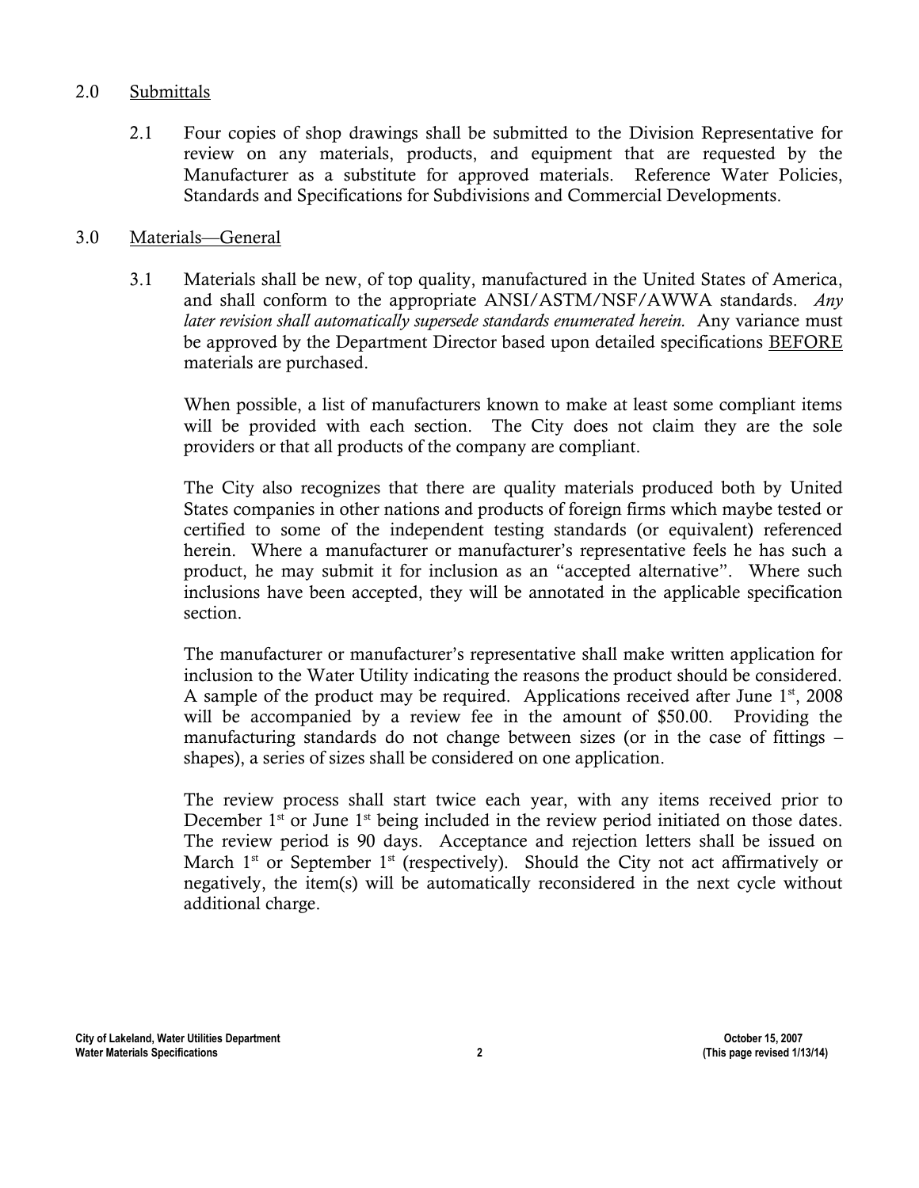## 2.0 Submittals

2.1 Four copies of shop drawings shall be submitted to the Division Representative for review on any materials, products, and equipment that are requested by the Manufacturer as a substitute for approved materials. Reference Water Policies, Standards and Specifications for Subdivisions and Commercial Developments.

## 3.0 Materials—General

3.1 Materials shall be new, of top quality, manufactured in the United States of America, and shall conform to the appropriate ANSI/ASTM/NSF/AWWA standards. *Any later revision shall automatically supersede standards enumerated herein.* Any variance must be approved by the Department Director based upon detailed specifications BEFORE materials are purchased.

When possible, a list of manufacturers known to make at least some compliant items will be provided with each section. The City does not claim they are the sole providers or that all products of the company are compliant.

The City also recognizes that there are quality materials produced both by United States companies in other nations and products of foreign firms which maybe tested or certified to some of the independent testing standards (or equivalent) referenced herein. Where a manufacturer or manufacturer's representative feels he has such a product, he may submit it for inclusion as an "accepted alternative". Where such inclusions have been accepted, they will be annotated in the applicable specification section.

The manufacturer or manufacturer's representative shall make written application for inclusion to the Water Utility indicating the reasons the product should be considered. A sample of the product may be required. Applications received after June 1st, 2008 will be accompanied by a review fee in the amount of $50.00. Providing the manufacturing standards do not change between sizes (or in the case of fittings – shapes), a series of sizes shall be considered on one application.

The review process shall start twice each year, with any items received prior to December 1st or June 1st being included in the review period initiated on those dates. The review period is 90 days. Acceptance and rejection letters shall be issued on March 1st or September 1st (respectively). Should the City not act affirmatively or negatively, the item(s) will be automatically reconsidered in the next cycle without additional charge.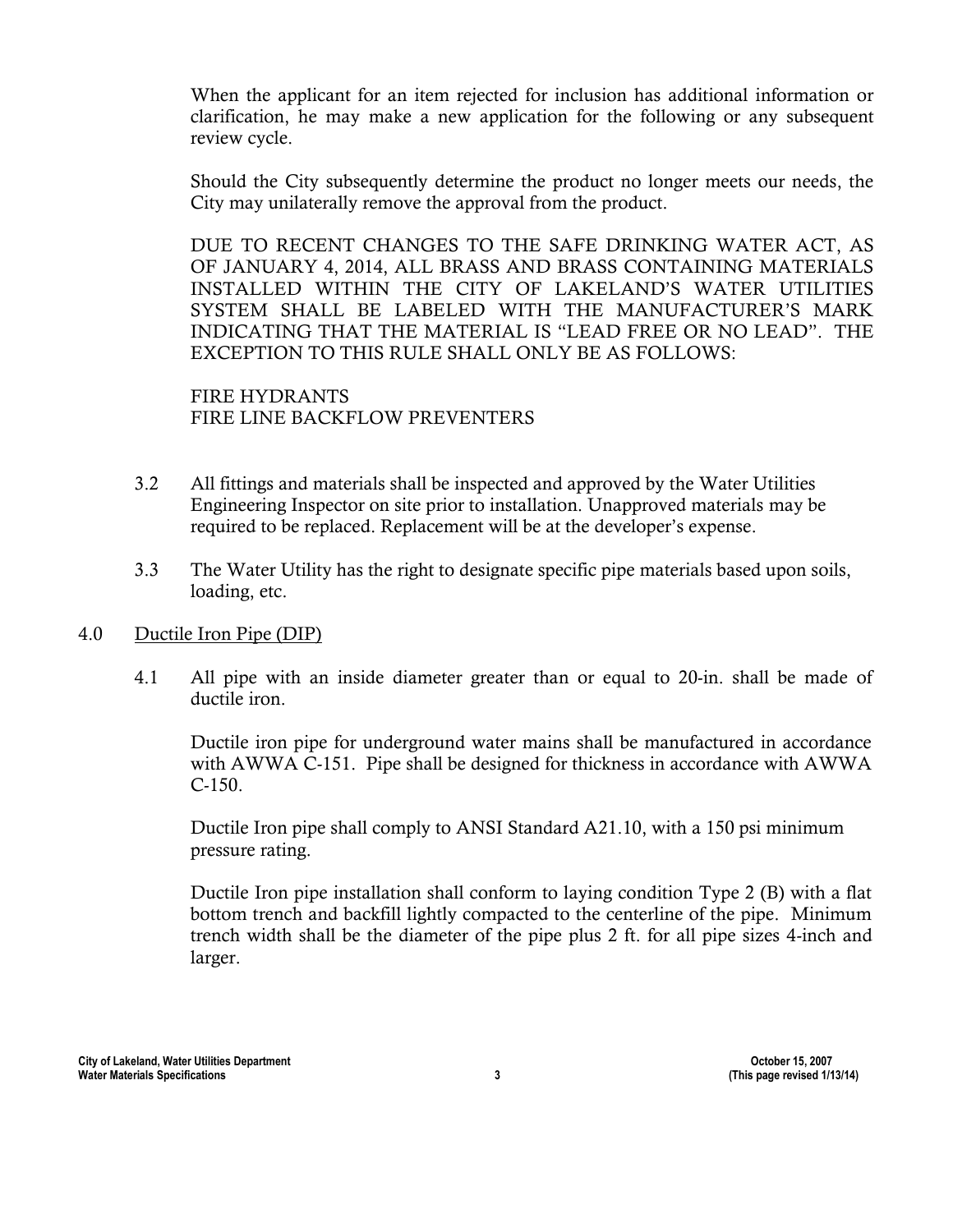When the applicant for an item rejected for inclusion has additional information or clarification, he may make a new application for the following or any subsequent review cycle.

Should the City subsequently determine the product no longer meets our needs, the City may unilaterally remove the approval from the product.

DUE TO RECENT CHANGES TO THE SAFE DRINKING WATER ACT, AS OF JANUARY 4, 2014, ALL BRASS AND BRASS CONTAINING MATERIALS INSTALLED WITHIN THE CITY OF LAKELAND'S WATER UTILITIES SYSTEM SHALL BE LABELED WITH THE MANUFACTURER'S MARK INDICATING THAT THE MATERIAL IS "LEAD FREE OR NO LEAD". THE EXCEPTION TO THIS RULE SHALL ONLY BE AS FOLLOWS:

FIRE HYDRANTS
FIRE LINE BACKFLOW PREVENTERS

3.2 All fittings and materials shall be inspected and approved by the Water Utilities Engineering Inspector on site prior to installation. Unapproved materials may be required to be replaced. Replacement will be at the developer's expense.

3.3 The Water Utility has the right to designate specific pipe materials based upon soils, loading, etc.

## 4.0 Ductile Iron Pipe (DIP)

4.1 All pipe with an inside diameter greater than or equal to 20-in. shall be made of ductile iron.

Ductile iron pipe for underground water mains shall be manufactured in accordance with AWWA C-151. Pipe shall be designed for thickness in accordance with AWWA C-150.

Ductile Iron pipe shall comply to ANSI Standard A21.10, with a 150 psi minimum pressure rating.

Ductile Iron pipe installation shall conform to laying condition Type 2 (B) with a flat bottom trench and backfill lightly compacted to the centerline of the pipe. Minimum trench width shall be the diameter of the pipe plus 2 ft. for all pipe sizes 4-inch and larger.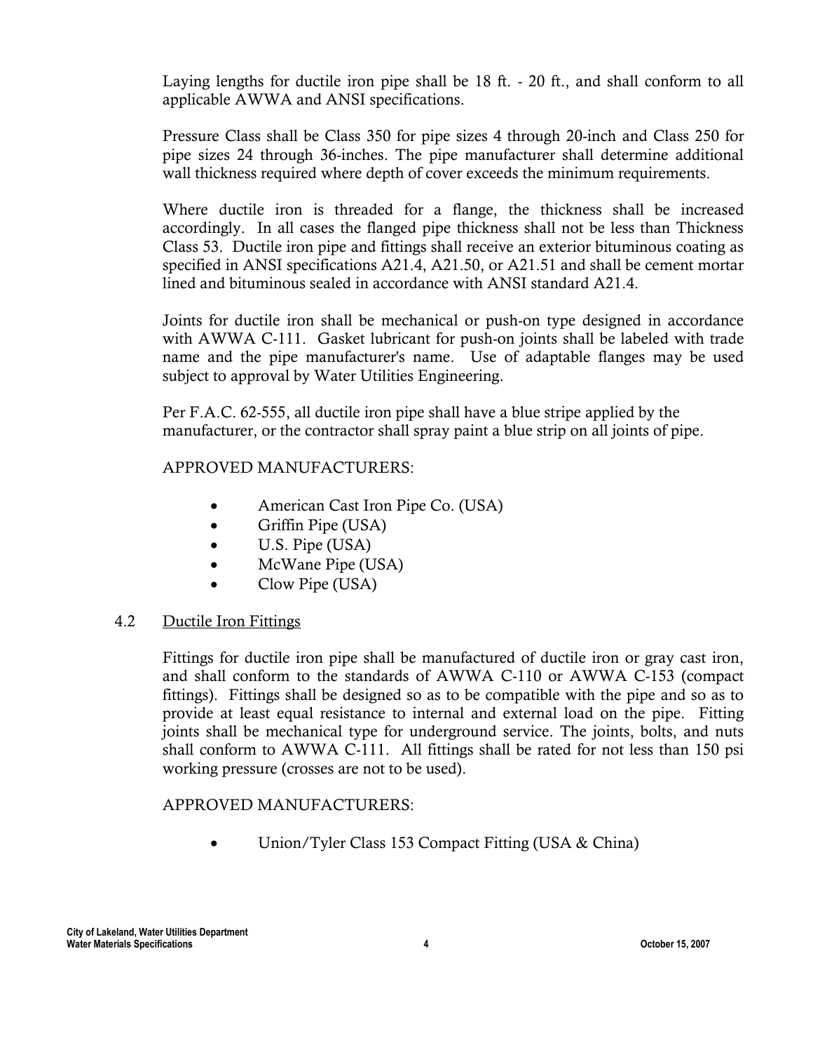Laying lengths for ductile iron pipe shall be 18 ft. - 20 ft., and shall conform to all applicable AWWA and ANSI specifications.

Pressure Class shall be Class 350 for pipe sizes 4 through 20-inch and Class 250 for pipe sizes 24 through 36-inches. The pipe manufacturer shall determine additional wall thickness required where depth of cover exceeds the minimum requirements.

Where ductile iron is threaded for a flange, the thickness shall be increased accordingly. In all cases the flanged pipe thickness shall not be less than Thickness Class 53. Ductile iron pipe and fittings shall receive an exterior bituminous coating as specified in ANSI specifications A21.4, A21.50, or A21.51 and shall be cement mortar lined and bituminous sealed in accordance with ANSI standard A21.4.

Joints for ductile iron shall be mechanical or push-on type designed in accordance with AWWA C-111. Gasket lubricant for push-on joints shall be labeled with trade name and the pipe manufacturer's name. Use of adaptable flanges may be used subject to approval by Water Utilities Engineering.

Per F.A.C. 62-555, all ductile iron pipe shall have a blue stripe applied by the manufacturer, or the contractor shall spray paint a blue strip on all joints of pipe.

APPROVED MANUFACTURERS:

- American Cast Iron Pipe Co. (USA)
- Griffin Pipe (USA)
- U.S. Pipe (USA)
- McWane Pipe (USA)
- Clow Pipe (USA)

## 4.2 Ductile Iron Fittings

Fittings for ductile iron pipe shall be manufactured of ductile iron or gray cast iron, and shall conform to the standards of AWWA C-110 or AWWA C-153 (compact fittings). Fittings shall be designed so as to be compatible with the pipe and so as to provide at least equal resistance to internal and external load on the pipe. Fitting joints shall be mechanical type for underground service. The joints, bolts, and nuts shall conform to AWWA C-111. All fittings shall be rated for not less than 150 psi working pressure (crosses are not to be used).

APPROVED MANUFACTURERS:

- Union/Tyler Class 153 Compact Fitting (USA & China)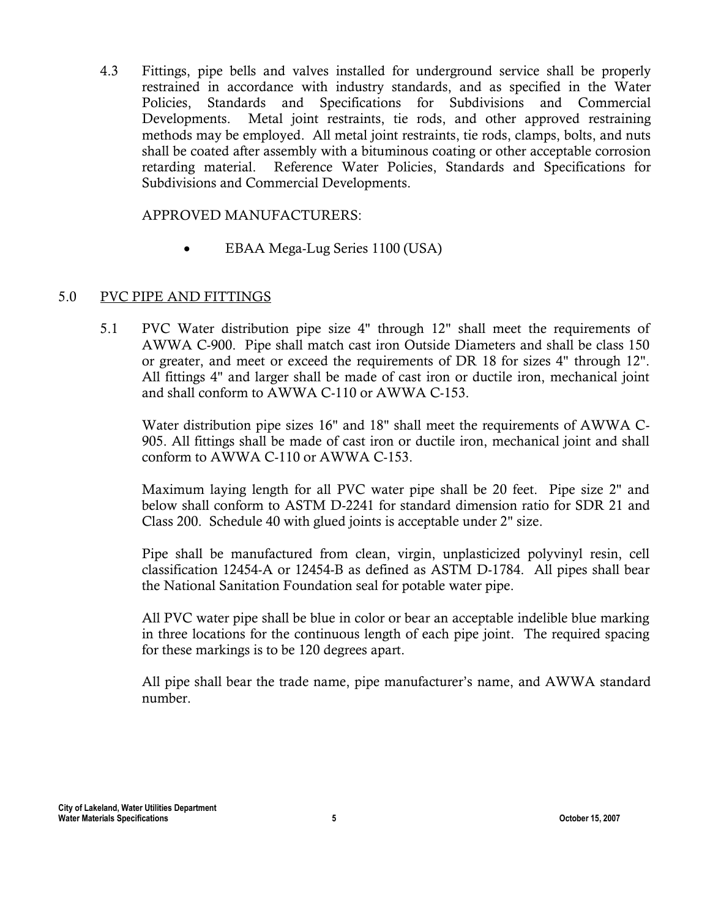4.3 Fittings, pipe bells and valves installed for underground service shall be properly restrained in accordance with industry standards, and as specified in the Water Policies, Standards and Specifications for Subdivisions and Commercial Developments. Metal joint restraints, tie rods, and other approved restraining methods may be employed. All metal joint restraints, tie rods, clamps, bolts, and nuts shall be coated after assembly with a bituminous coating or other acceptable corrosion retarding material. Reference Water Policies, Standards and Specifications for Subdivisions and Commercial Developments.

APPROVED MANUFACTURERS:

- EBAA Mega-Lug Series 1100 (USA)

## 5.0 PVC PIPE AND FITTINGS

5.1 PVC Water distribution pipe size 4" through 12" shall meet the requirements of AWWA C-900. Pipe shall match cast iron Outside Diameters and shall be class 150 or greater, and meet or exceed the requirements of DR 18 for sizes 4" through 12". All fittings 4" and larger shall be made of cast iron or ductile iron, mechanical joint and shall conform to AWWA C-110 or AWWA C-153.

Water distribution pipe sizes 16" and 18" shall meet the requirements of AWWA C-905. All fittings shall be made of cast iron or ductile iron, mechanical joint and shall conform to AWWA C-110 or AWWA C-153.

Maximum laying length for all PVC water pipe shall be 20 feet. Pipe size 2" and below shall conform to ASTM D-2241 for standard dimension ratio for SDR 21 and Class 200. Schedule 40 with glued joints is acceptable under 2" size.

Pipe shall be manufactured from clean, virgin, unplasticized polyvinyl resin, cell classification 12454-A or 12454-B as defined as ASTM D-1784. All pipes shall bear the National Sanitation Foundation seal for potable water pipe.

All PVC water pipe shall be blue in color or bear an acceptable indelible blue marking in three locations for the continuous length of each pipe joint. The required spacing for these markings is to be 120 degrees apart.

All pipe shall bear the trade name, pipe manufacturer's name, and AWWA standard number.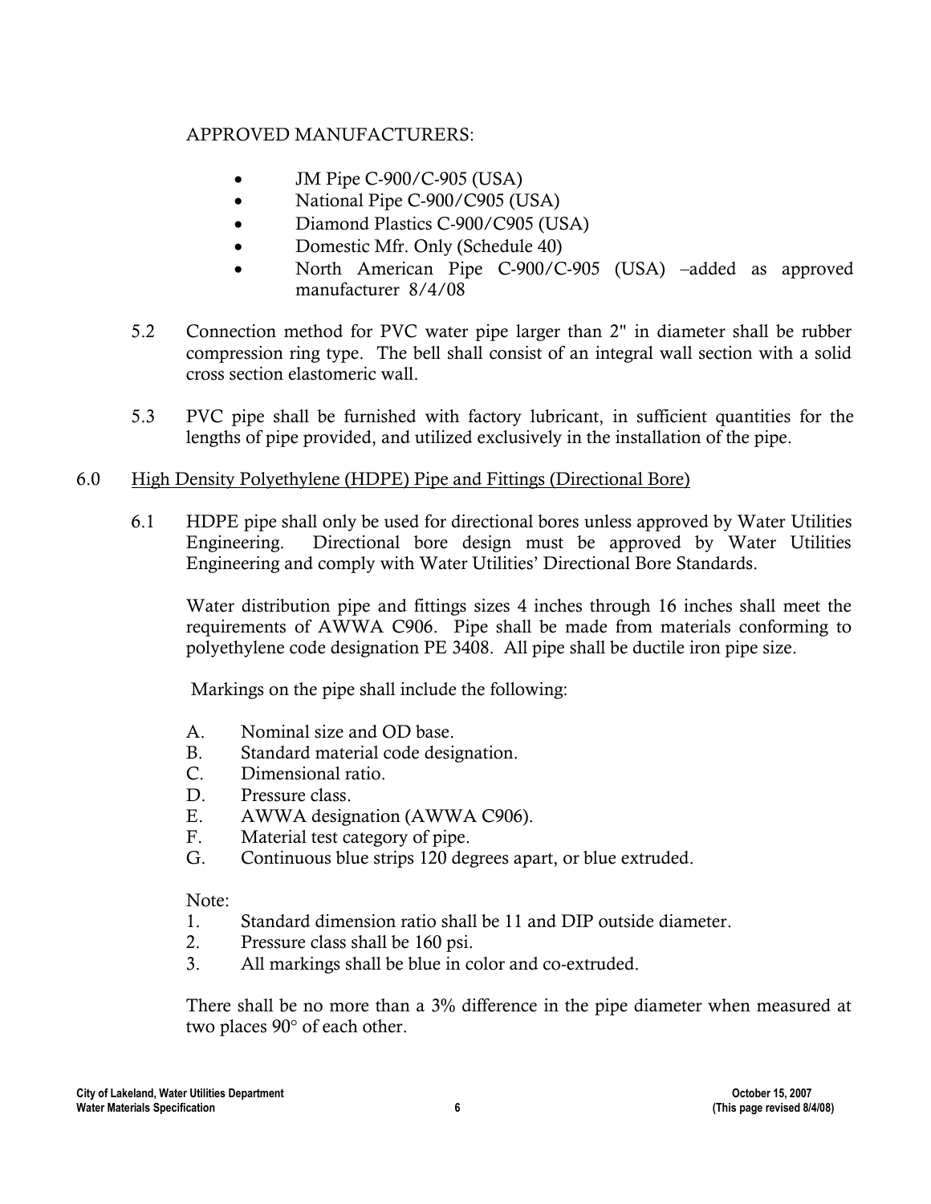APPROVED MANUFACTURERS:

- JM Pipe C-900/C-905 (USA)
- National Pipe C-900/C905 (USA)
- Diamond Plastics C-900/C905 (USA)
- Domestic Mfr. Only (Schedule 40)
- North American Pipe C-900/C-905 (USA) –added as approved manufacturer 8/4/08

5.2 Connection method for PVC water pipe larger than 2" in diameter shall be rubber compression ring type. The bell shall consist of an integral wall section with a solid cross section elastomeric wall.

5.3 PVC pipe shall be furnished with factory lubricant, in sufficient quantities for the lengths of pipe provided, and utilized exclusively in the installation of the pipe.

6.0 High Density Polyethylene (HDPE) Pipe and Fittings (Directional Bore)

6.1 HDPE pipe shall only be used for directional bores unless approved by Water Utilities Engineering. Directional bore design must be approved by Water Utilities Engineering and comply with Water Utilities' Directional Bore Standards.

Water distribution pipe and fittings sizes 4 inches through 16 inches shall meet the requirements of AWWA C906. Pipe shall be made from materials conforming to polyethylene code designation PE 3408. All pipe shall be ductile iron pipe size.

Markings on the pipe shall include the following:

A. Nominal size and OD base.
B. Standard material code designation.
C. Dimensional ratio.
D. Pressure class.
E. AWWA designation (AWWA C906).
F. Material test category of pipe.
G. Continuous blue strips 120 degrees apart, or blue extruded.

Note:
1. Standard dimension ratio shall be 11 and DIP outside diameter.
2. Pressure class shall be 160 psi.
3. All markings shall be blue in color and co-extruded.

There shall be no more than a 3% difference in the pipe diameter when measured at two places 90° of each other.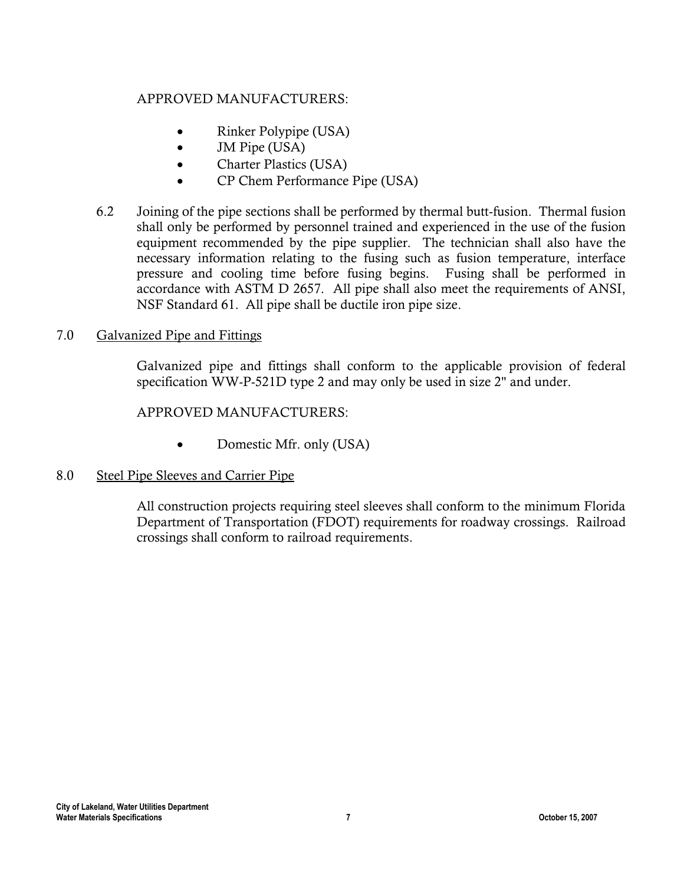APPROVED MANUFACTURERS:

- Rinker Polypipe (USA)
- JM Pipe (USA)
- Charter Plastics (USA)
- CP Chem Performance Pipe (USA)

6.2 Joining of the pipe sections shall be performed by thermal butt-fusion. Thermal fusion shall only be performed by personnel trained and experienced in the use of the fusion equipment recommended by the pipe supplier. The technician shall also have the necessary information relating to the fusing such as fusion temperature, interface pressure and cooling time before fusing begins. Fusing shall be performed in accordance with ASTM D 2657. All pipe shall also meet the requirements of ANSI, NSF Standard 61. All pipe shall be ductile iron pipe size.

## 7.0 Galvanized Pipe and Fittings

Galvanized pipe and fittings shall conform to the applicable provision of federal specification WW-P-521D type 2 and may only be used in size 2" and under.

APPROVED MANUFACTURERS:

- Domestic Mfr. only (USA)

## 8.0 Steel Pipe Sleeves and Carrier Pipe

All construction projects requiring steel sleeves shall conform to the minimum Florida Department of Transportation (FDOT) requirements for roadway crossings. Railroad crossings shall conform to railroad requirements.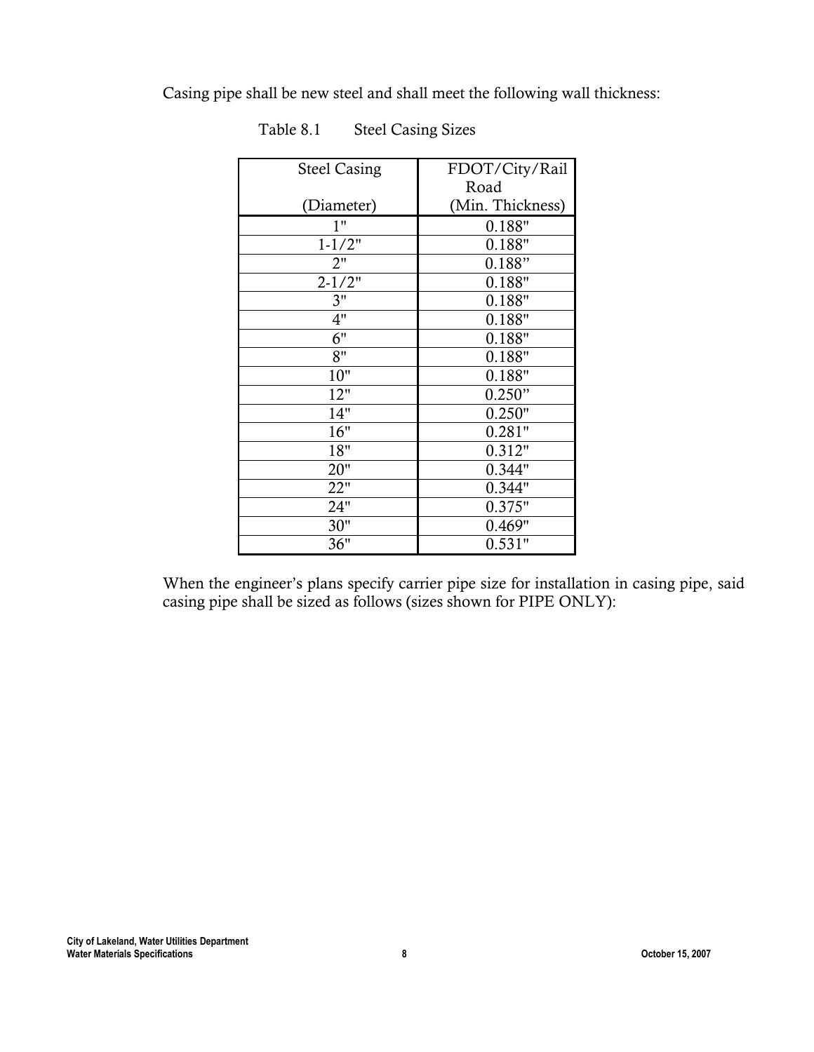Casing pipe shall be new steel and shall meet the following wall thickness:

Table 8.1 Steel Casing Sizes

| Steel Casing (Diameter) | FDOT/City/Rail Road (Min. Thickness) |
|---|---|
| 1" | 0.188" |
| 1-1/2" | 0.188" |
| 2" | 0.188" |
| 2-1/2" | 0.188" |
| 3" | 0.188" |
| 4" | 0.188" |
| 6" | 0.188" |
| 8" | 0.188" |
| 10" | 0.188" |
| 12" | 0.250" |
| 14" | 0.250" |
| 16" | 0.281" |
| 18" | 0.312" |
| 20" | 0.344" |
| 22" | 0.344" |
| 24" | 0.375" |
| 30" | 0.469" |
| 36" | 0.531" |

When the engineer's plans specify carrier pipe size for installation in casing pipe, said casing pipe shall be sized as follows (sizes shown for PIPE ONLY):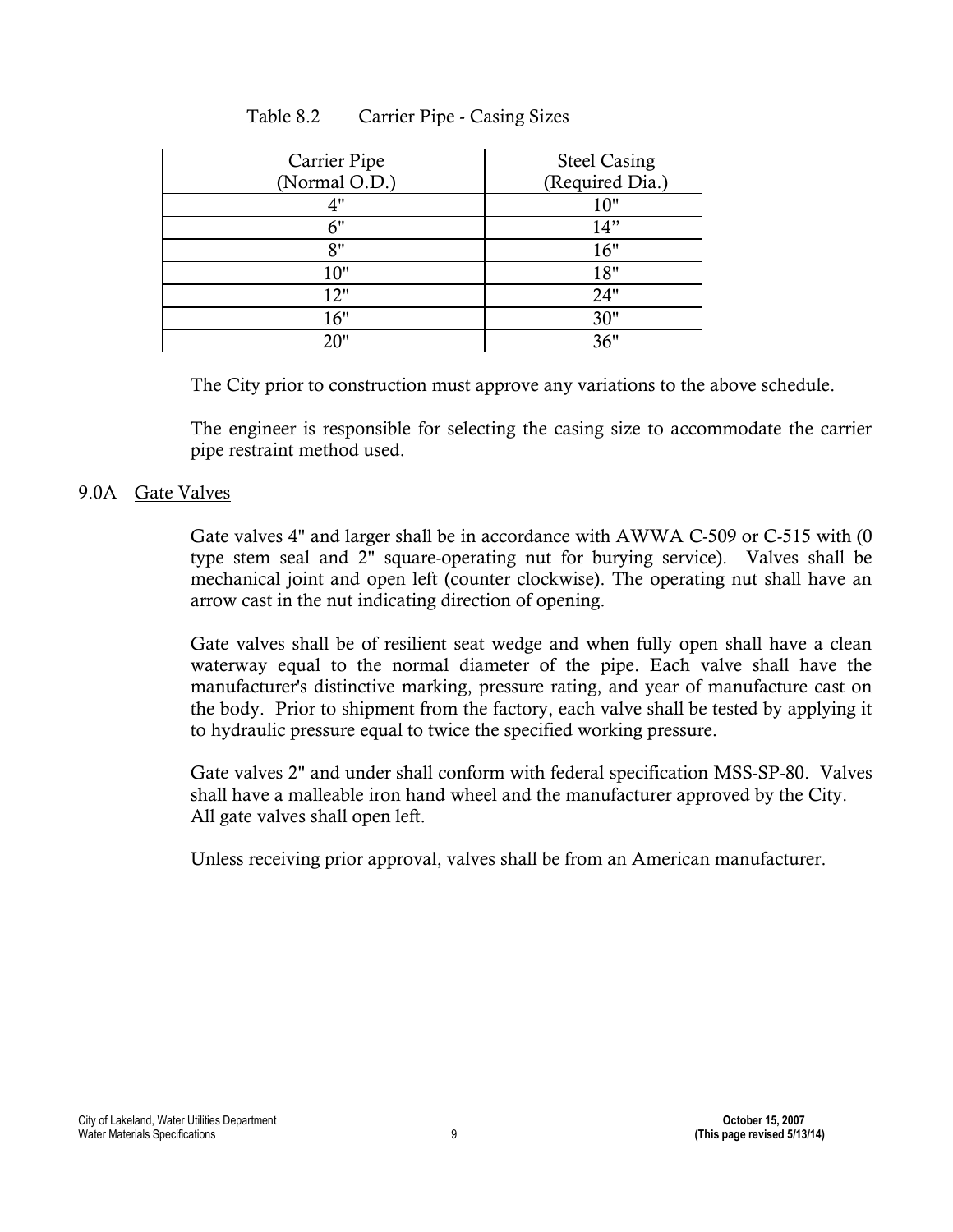Table 8.2 Carrier Pipe - Casing Sizes

| Carrier Pipe (Normal O.D.) | Steel Casing (Required Dia.) |
|---|---|
| 4" | 10" |
| 6" | 14” |
| 8" | 16" |
| 10" | 18" |
| 12" | 24" |
| 16" | 30" |
| 20" | 36" |

The City prior to construction must approve any variations to the above schedule.

The engineer is responsible for selecting the casing size to accommodate the carrier pipe restraint method used.

## 9.0A Gate Valves

Gate valves 4" and larger shall be in accordance with AWWA C-509 or C-515 with (0 type stem seal and 2" square-operating nut for burying service). Valves shall be mechanical joint and open left (counter clockwise). The operating nut shall have an arrow cast in the nut indicating direction of opening.

Gate valves shall be of resilient seat wedge and when fully open shall have a clean waterway equal to the normal diameter of the pipe. Each valve shall have the manufacturer's distinctive marking, pressure rating, and year of manufacture cast on the body. Prior to shipment from the factory, each valve shall be tested by applying it to hydraulic pressure equal to twice the specified working pressure.

Gate valves 2" and under shall conform with federal specification MSS-SP-80. Valves shall have a malleable iron hand wheel and the manufacturer approved by the City. All gate valves shall open left.

Unless receiving prior approval, valves shall be from an American manufacturer.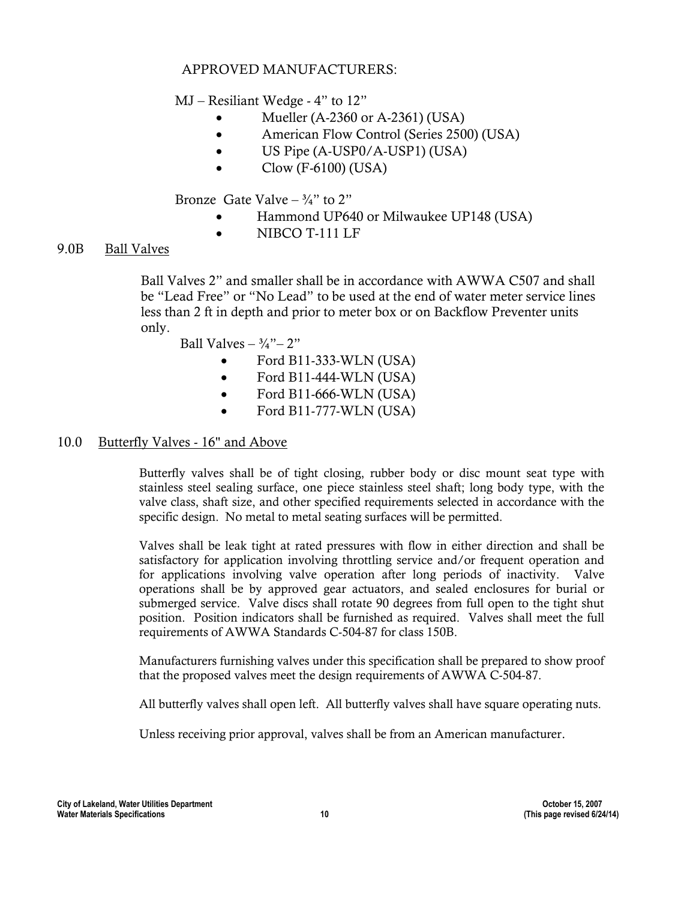APPROVED MANUFACTURERS:

MJ – Resiliant Wedge - 4" to 12"

- Mueller (A-2360 or A-2361) (USA)
- American Flow Control (Series 2500) (USA)
- US Pipe (A-USP0/A-USP1) (USA)
- Clow (F-6100) (USA)

Bronze Gate Valve – ¾" to 2"

- Hammond UP640 or Milwaukee UP148 (USA)
- NIBCO T-111 LF

## 9.0B Ball Valves

Ball Valves 2" and smaller shall be in accordance with AWWA C507 and shall be "Lead Free" or "No Lead" to be used at the end of water meter service lines less than 2 ft in depth and prior to meter box or on Backflow Preventer units only.

Ball Valves – ¾"– 2"

- Ford B11-333-WLN (USA)
- Ford B11-444-WLN (USA)
- Ford B11-666-WLN (USA)
- Ford B11-777-WLN (USA)

## 10.0 Butterfly Valves - 16" and Above

Butterfly valves shall be of tight closing, rubber body or disc mount seat type with stainless steel sealing surface, one piece stainless steel shaft; long body type, with the valve class, shaft size, and other specified requirements selected in accordance with the specific design. No metal to metal seating surfaces will be permitted.

Valves shall be leak tight at rated pressures with flow in either direction and shall be satisfactory for application involving throttling service and/or frequent operation and for applications involving valve operation after long periods of inactivity. Valve operations shall be by approved gear actuators, and sealed enclosures for burial or submerged service. Valve discs shall rotate 90 degrees from full open to the tight shut position. Position indicators shall be furnished as required. Valves shall meet the full requirements of AWWA Standards C-504-87 for class 150B.

Manufacturers furnishing valves under this specification shall be prepared to show proof that the proposed valves meet the design requirements of AWWA C-504-87.

All butterfly valves shall open left. All butterfly valves shall have square operating nuts.

Unless receiving prior approval, valves shall be from an American manufacturer.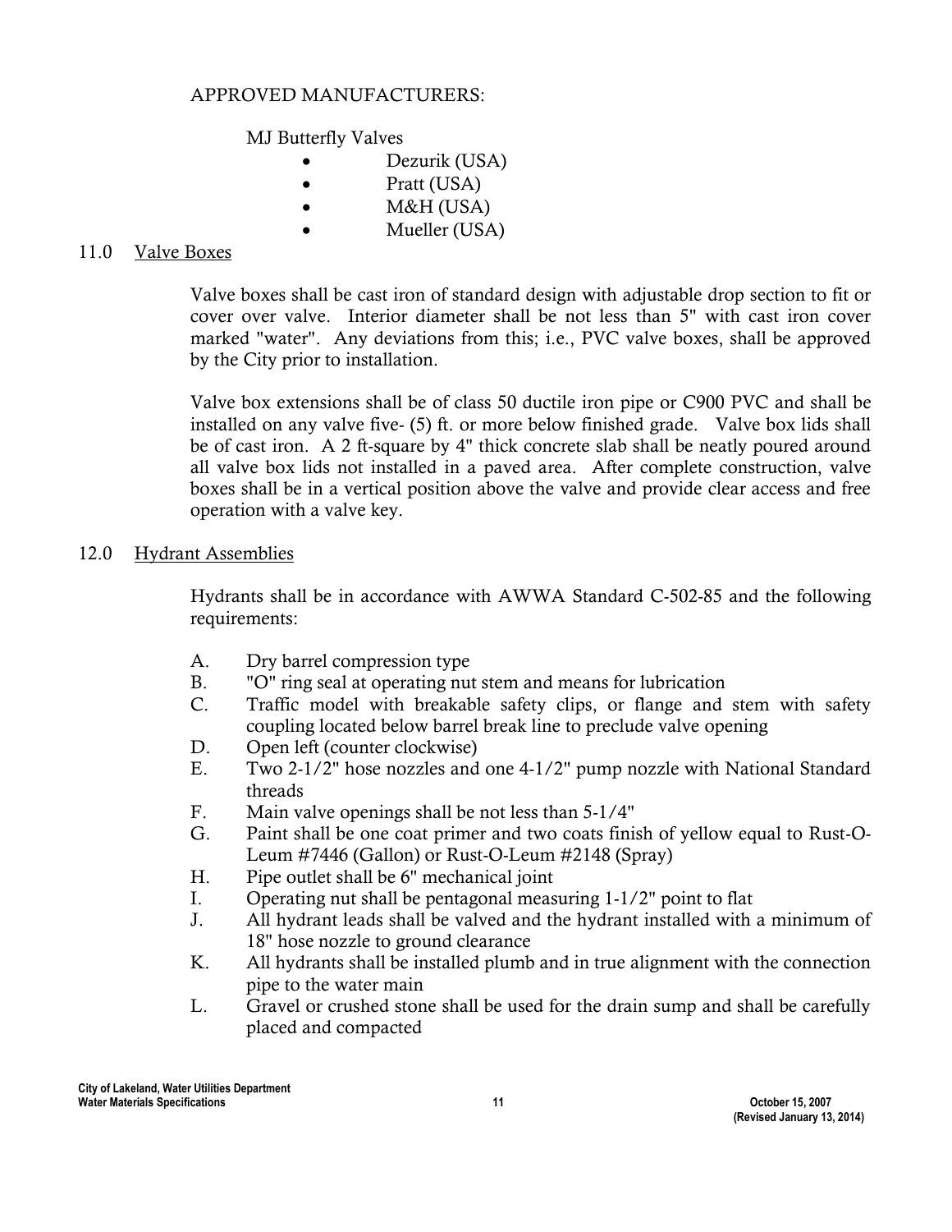APPROVED MANUFACTURERS:

MJ Butterfly Valves

- Dezurik (USA)
- Pratt (USA)
- M&H (USA)
- Mueller (USA)

## 11.0 Valve Boxes

Valve boxes shall be cast iron of standard design with adjustable drop section to fit or cover over valve. Interior diameter shall be not less than 5" with cast iron cover marked "water". Any deviations from this; i.e., PVC valve boxes, shall be approved by the City prior to installation.

Valve box extensions shall be of class 50 ductile iron pipe or C900 PVC and shall be installed on any valve five- (5) ft. or more below finished grade. Valve box lids shall be of cast iron. A 2 ft-square by 4" thick concrete slab shall be neatly poured around all valve box lids not installed in a paved area. After complete construction, valve boxes shall be in a vertical position above the valve and provide clear access and free operation with a valve key.

## 12.0 Hydrant Assemblies

Hydrants shall be in accordance with AWWA Standard C-502-85 and the following requirements:

A. Dry barrel compression type
B. "O" ring seal at operating nut stem and means for lubrication
C. Traffic model with breakable safety clips, or flange and stem with safety coupling located below barrel break line to preclude valve opening
D. Open left (counter clockwise)
E. Two 2-1/2" hose nozzles and one 4-1/2" pump nozzle with National Standard threads
F. Main valve openings shall be not less than 5-1/4"
G. Paint shall be one coat primer and two coats finish of yellow equal to Rust-O-Leum #7446 (Gallon) or Rust-O-Leum #2148 (Spray)
H. Pipe outlet shall be 6" mechanical joint
I. Operating nut shall be pentagonal measuring 1-1/2" point to flat
J. All hydrant leads shall be valved and the hydrant installed with a minimum of 18" hose nozzle to ground clearance
K. All hydrants shall be installed plumb and in true alignment with the connection pipe to the water main
L. Gravel or crushed stone shall be used for the drain sump and shall be carefully placed and compacted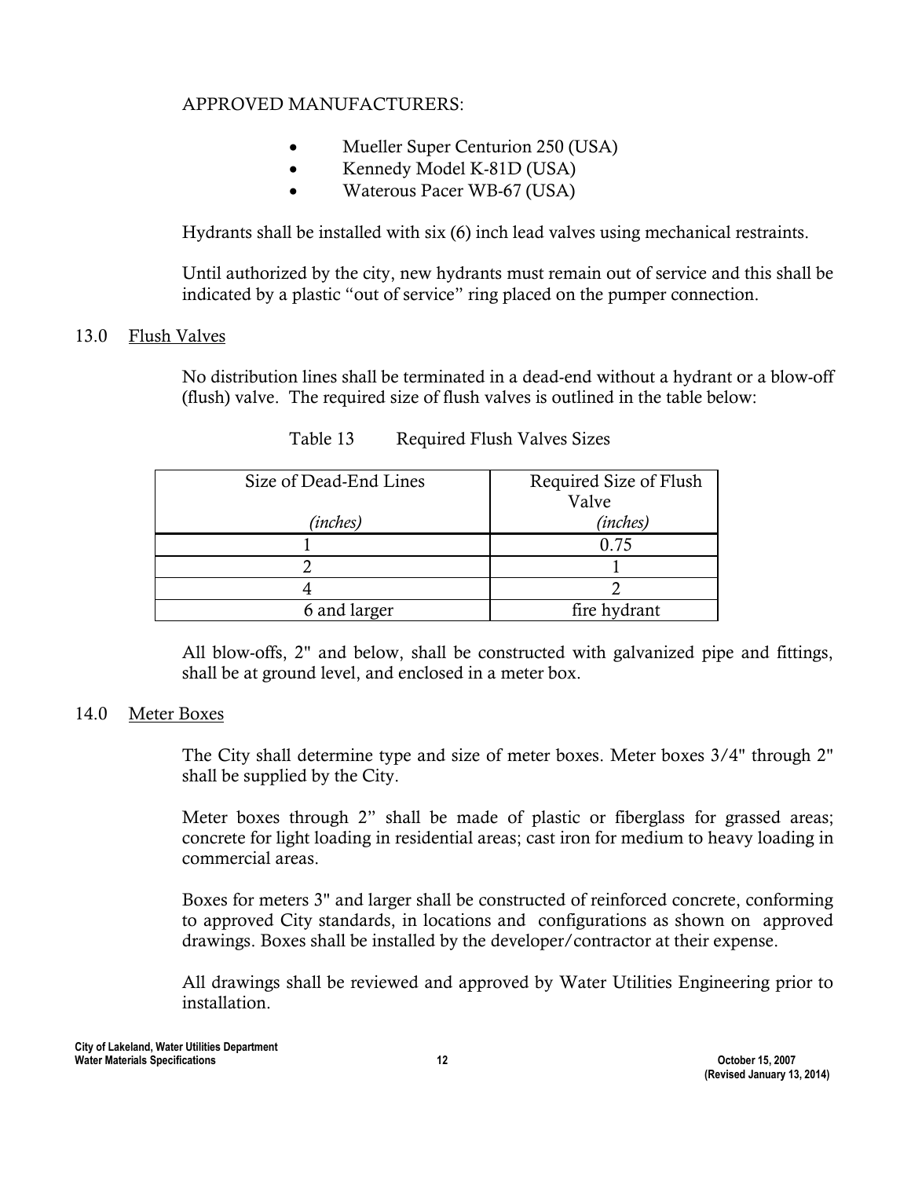APPROVED MANUFACTURERS:

- Mueller Super Centurion 250 (USA)
- Kennedy Model K-81D (USA)
- Waterous Pacer WB-67 (USA)

Hydrants shall be installed with six (6) inch lead valves using mechanical restraints.

Until authorized by the city, new hydrants must remain out of service and this shall be indicated by a plastic "out of service" ring placed on the pumper connection.

## 13.0 Flush Valves

No distribution lines shall be terminated in a dead-end without a hydrant or a blow-off (flush) valve. The required size of flush valves is outlined in the table below:

Table 13 Required Flush Valves Sizes

| Size of Dead-End Lines *(inches)* | Required Size of Flush Valve *(inches)* |
|---|---|
| 1 | 0.75 |
| 2 | 1 |
| 4 | 2 |
| 6 and larger | fire hydrant |

All blow-offs, 2" and below, shall be constructed with galvanized pipe and fittings, shall be at ground level, and enclosed in a meter box.

## 14.0 Meter Boxes

The City shall determine type and size of meter boxes. Meter boxes 3/4" through 2" shall be supplied by the City.

Meter boxes through 2" shall be made of plastic or fiberglass for grassed areas; concrete for light loading in residential areas; cast iron for medium to heavy loading in commercial areas.

Boxes for meters 3" and larger shall be constructed of reinforced concrete, conforming to approved City standards, in locations and configurations as shown on approved drawings. Boxes shall be installed by the developer/contractor at their expense.

All drawings shall be reviewed and approved by Water Utilities Engineering prior to installation.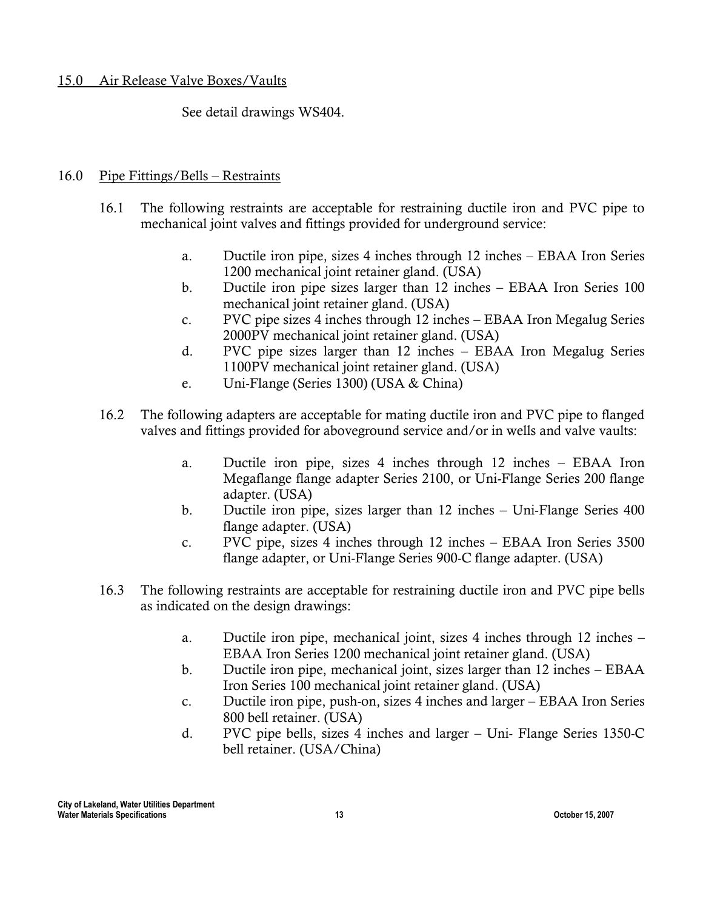## 15.0 Air Release Valve Boxes/Vaults

See detail drawings WS404.

## 16.0 Pipe Fittings/Bells – Restraints

16.1 The following restraints are acceptable for restraining ductile iron and PVC pipe to mechanical joint valves and fittings provided for underground service:

a. Ductile iron pipe, sizes 4 inches through 12 inches – EBAA Iron Series 1200 mechanical joint retainer gland. (USA)

b. Ductile iron pipe sizes larger than 12 inches – EBAA Iron Series 100 mechanical joint retainer gland. (USA)

c. PVC pipe sizes 4 inches through 12 inches – EBAA Iron Megalug Series 2000PV mechanical joint retainer gland. (USA)

d. PVC pipe sizes larger than 12 inches – EBAA Iron Megalug Series 1100PV mechanical joint retainer gland. (USA)

e. Uni-Flange (Series 1300) (USA & China)

16.2 The following adapters are acceptable for mating ductile iron and PVC pipe to flanged valves and fittings provided for aboveground service and/or in wells and valve vaults:

a. Ductile iron pipe, sizes 4 inches through 12 inches – EBAA Iron Megaflange flange adapter Series 2100, or Uni-Flange Series 200 flange adapter. (USA)

b. Ductile iron pipe, sizes larger than 12 inches – Uni-Flange Series 400 flange adapter. (USA)

c. PVC pipe, sizes 4 inches through 12 inches – EBAA Iron Series 3500 flange adapter, or Uni-Flange Series 900-C flange adapter. (USA)

16.3 The following restraints are acceptable for restraining ductile iron and PVC pipe bells as indicated on the design drawings:

a. Ductile iron pipe, mechanical joint, sizes 4 inches through 12 inches – EBAA Iron Series 1200 mechanical joint retainer gland. (USA)

b. Ductile iron pipe, mechanical joint, sizes larger than 12 inches – EBAA Iron Series 100 mechanical joint retainer gland. (USA)

c. Ductile iron pipe, push-on, sizes 4 inches and larger – EBAA Iron Series 800 bell retainer. (USA)

d. PVC pipe bells, sizes 4 inches and larger – Uni- Flange Series 1350-C bell retainer. (USA/China)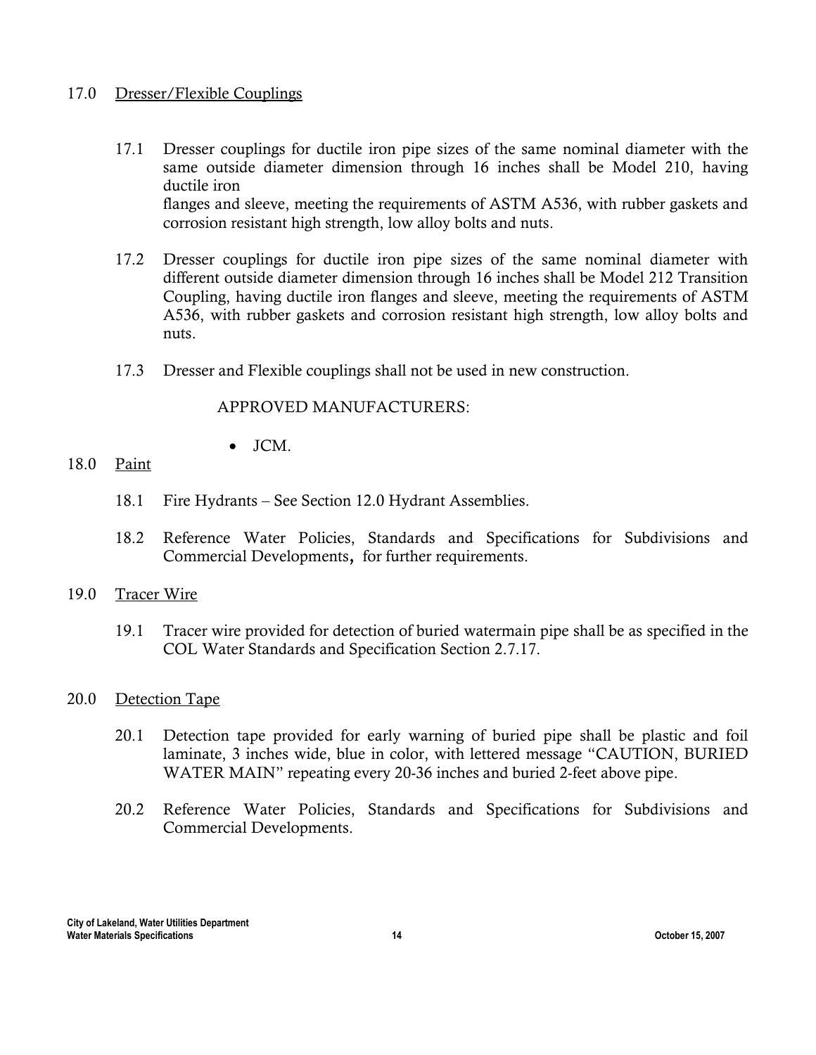## 17.0 Dresser/Flexible Couplings

17.1 Dresser couplings for ductile iron pipe sizes of the same nominal diameter with the same outside diameter dimension through 16 inches shall be Model 210, having ductile iron flanges and sleeve, meeting the requirements of ASTM A536, with rubber gaskets and corrosion resistant high strength, low alloy bolts and nuts.

17.2 Dresser couplings for ductile iron pipe sizes of the same nominal diameter with different outside diameter dimension through 16 inches shall be Model 212 Transition Coupling, having ductile iron flanges and sleeve, meeting the requirements of ASTM A536, with rubber gaskets and corrosion resistant high strength, low alloy bolts and nuts.

17.3 Dresser and Flexible couplings shall not be used in new construction.

APPROVED MANUFACTURERS:

- JCM.

## 18.0 Paint

18.1 Fire Hydrants – See Section 12.0 Hydrant Assemblies.

18.2 Reference Water Policies, Standards and Specifications for Subdivisions and Commercial Developments, for further requirements.

## 19.0 Tracer Wire

19.1 Tracer wire provided for detection of buried watermain pipe shall be as specified in the COL Water Standards and Specification Section 2.7.17.

## 20.0 Detection Tape

20.1 Detection tape provided for early warning of buried pipe shall be plastic and foil laminate, 3 inches wide, blue in color, with lettered message "CAUTION, BURIED WATER MAIN" repeating every 20-36 inches and buried 2-feet above pipe.

20.2 Reference Water Policies, Standards and Specifications for Subdivisions and Commercial Developments.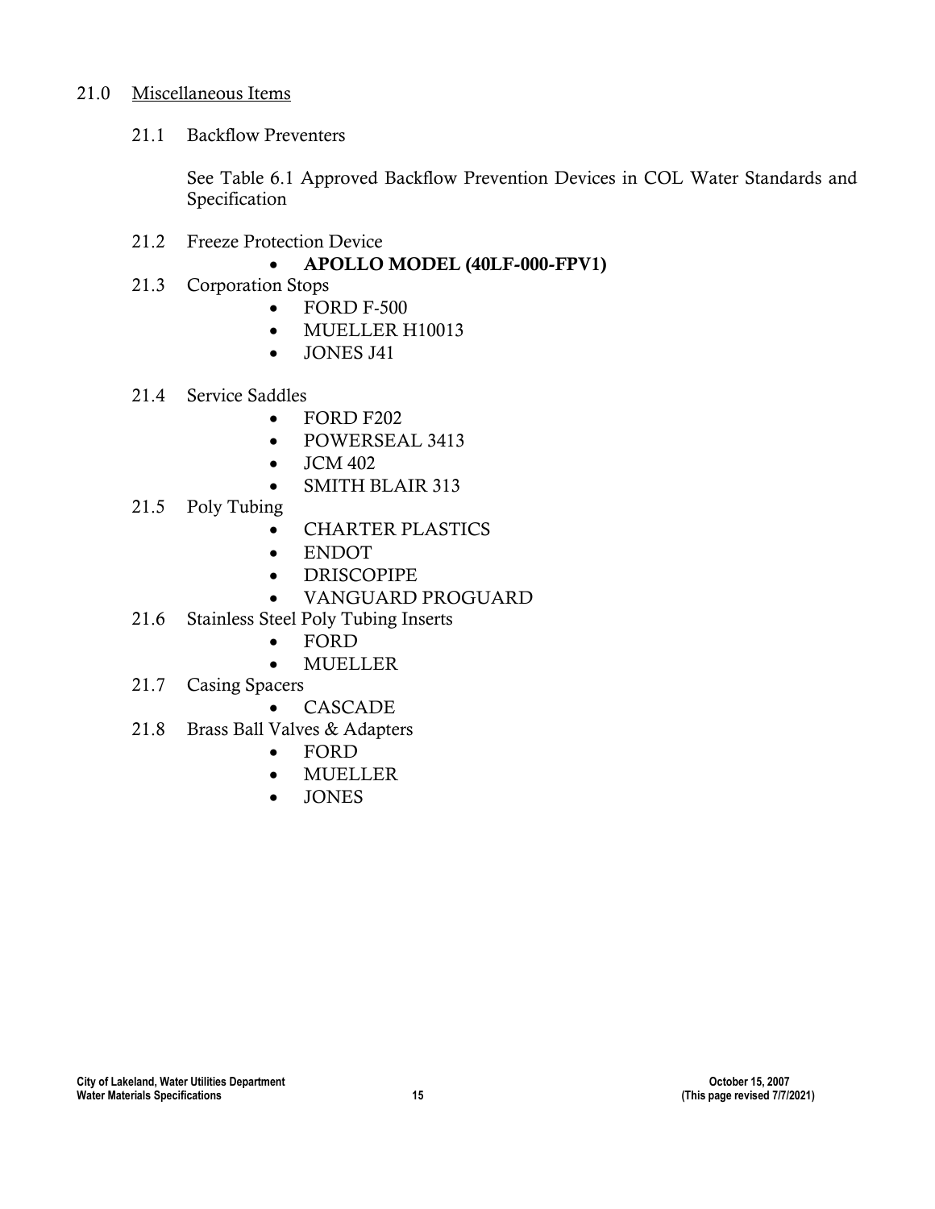## 21.0 Miscellaneous Items

### 21.1 Backflow Preventers

See Table 6.1 Approved Backflow Prevention Devices in COL Water Standards and Specification

### 21.2 Freeze Protection Device

- **APOLLO MODEL (40LF-000-FPV1)**

### 21.3 Corporation Stops

- FORD F-500
- MUELLER H10013
- JONES J41

### 21.4 Service Saddles

- FORD F202
- POWERSEAL 3413
- JCM 402
- SMITH BLAIR 313

### 21.5 Poly Tubing

- CHARTER PLASTICS
- ENDOT
- DRISCOPIPE
- VANGUARD PROGUARD

### 21.6 Stainless Steel Poly Tubing Inserts

- FORD
- MUELLER

### 21.7 Casing Spacers

- CASCADE

### 21.8 Brass Ball Valves & Adapters

- FORD
- MUELLER
- JONES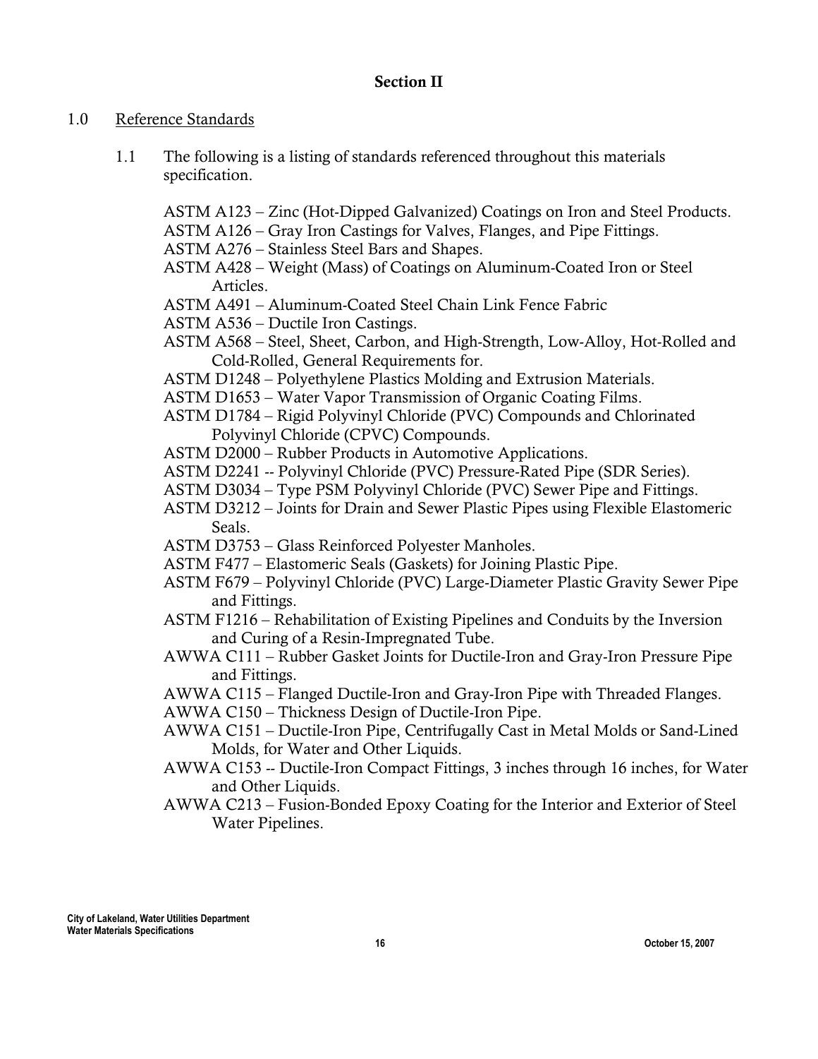## Section II

1.0 Reference Standards

1.1 The following is a listing of standards referenced throughout this materials specification.

ASTM A123 – Zinc (Hot-Dipped Galvanized) Coatings on Iron and Steel Products.
ASTM A126 – Gray Iron Castings for Valves, Flanges, and Pipe Fittings.
ASTM A276 – Stainless Steel Bars and Shapes.
ASTM A428 – Weight (Mass) of Coatings on Aluminum-Coated Iron or Steel Articles.
ASTM A491 – Aluminum-Coated Steel Chain Link Fence Fabric
ASTM A536 – Ductile Iron Castings.
ASTM A568 – Steel, Sheet, Carbon, and High-Strength, Low-Alloy, Hot-Rolled and Cold-Rolled, General Requirements for.
ASTM D1248 – Polyethylene Plastics Molding and Extrusion Materials.
ASTM D1653 – Water Vapor Transmission of Organic Coating Films.
ASTM D1784 – Rigid Polyvinyl Chloride (PVC) Compounds and Chlorinated Polyvinyl Chloride (CPVC) Compounds.
ASTM D2000 – Rubber Products in Automotive Applications.
ASTM D2241 -- Polyvinyl Chloride (PVC) Pressure-Rated Pipe (SDR Series).
ASTM D3034 – Type PSM Polyvinyl Chloride (PVC) Sewer Pipe and Fittings.
ASTM D3212 – Joints for Drain and Sewer Plastic Pipes using Flexible Elastomeric Seals.
ASTM D3753 – Glass Reinforced Polyester Manholes.
ASTM F477 – Elastomeric Seals (Gaskets) for Joining Plastic Pipe.
ASTM F679 – Polyvinyl Chloride (PVC) Large-Diameter Plastic Gravity Sewer Pipe and Fittings.
ASTM F1216 – Rehabilitation of Existing Pipelines and Conduits by the Inversion and Curing of a Resin-Impregnated Tube.
AWWA C111 – Rubber Gasket Joints for Ductile-Iron and Gray-Iron Pressure Pipe and Fittings.
AWWA C115 – Flanged Ductile-Iron and Gray-Iron Pipe with Threaded Flanges.
AWWA C150 – Thickness Design of Ductile-Iron Pipe.
AWWA C151 – Ductile-Iron Pipe, Centrifugally Cast in Metal Molds or Sand-Lined Molds, for Water and Other Liquids.
AWWA C153 -- Ductile-Iron Compact Fittings, 3 inches through 16 inches, for Water and Other Liquids.
AWWA C213 – Fusion-Bonded Epoxy Coating for the Interior and Exterior of Steel Water Pipelines.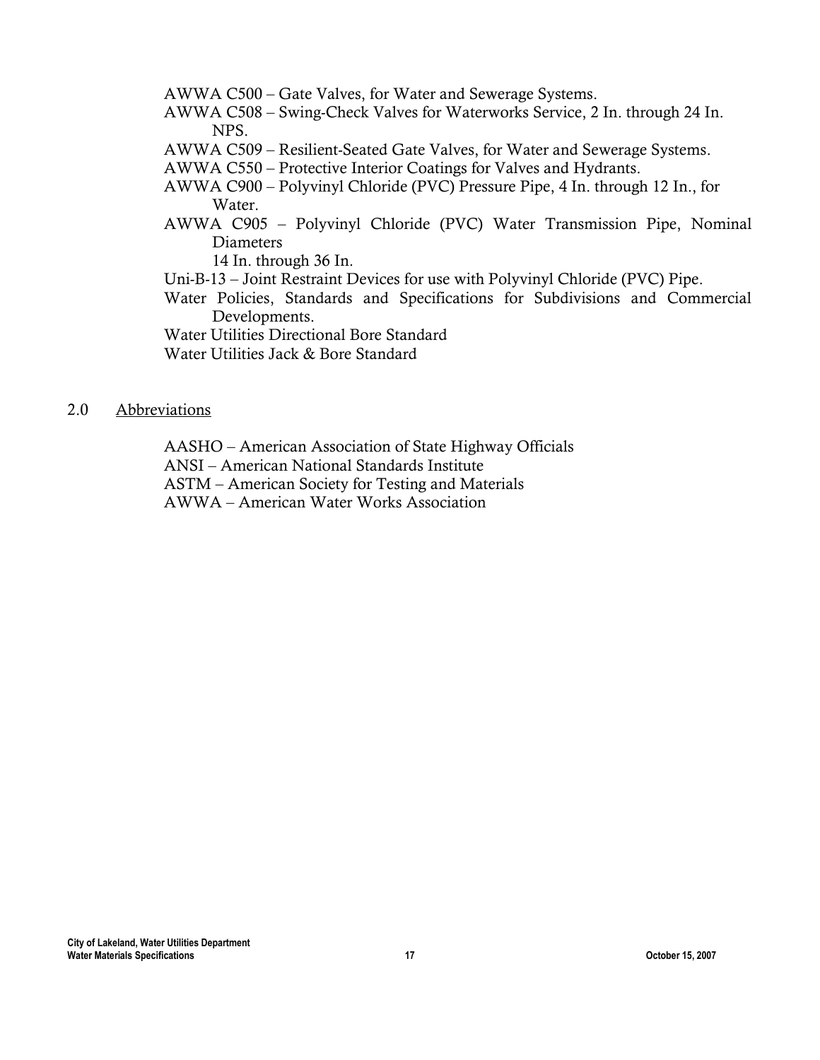AWWA C500 – Gate Valves, for Water and Sewerage Systems.

AWWA C508 – Swing-Check Valves for Waterworks Service, 2 In. through 24 In. NPS.

AWWA C509 – Resilient-Seated Gate Valves, for Water and Sewerage Systems.

AWWA C550 – Protective Interior Coatings for Valves and Hydrants.

AWWA C900 – Polyvinyl Chloride (PVC) Pressure Pipe, 4 In. through 12 In., for Water.

AWWA C905 – Polyvinyl Chloride (PVC) Water Transmission Pipe, Nominal Diameters 14 In. through 36 In.

Uni-B-13 – Joint Restraint Devices for use with Polyvinyl Chloride (PVC) Pipe.

Water Policies, Standards and Specifications for Subdivisions and Commercial Developments.

Water Utilities Directional Bore Standard

Water Utilities Jack & Bore Standard

## 2.0 Abbreviations

AASHO – American Association of State Highway Officials

ANSI – American National Standards Institute

ASTM – American Society for Testing and Materials

AWWA – American Water Works Association